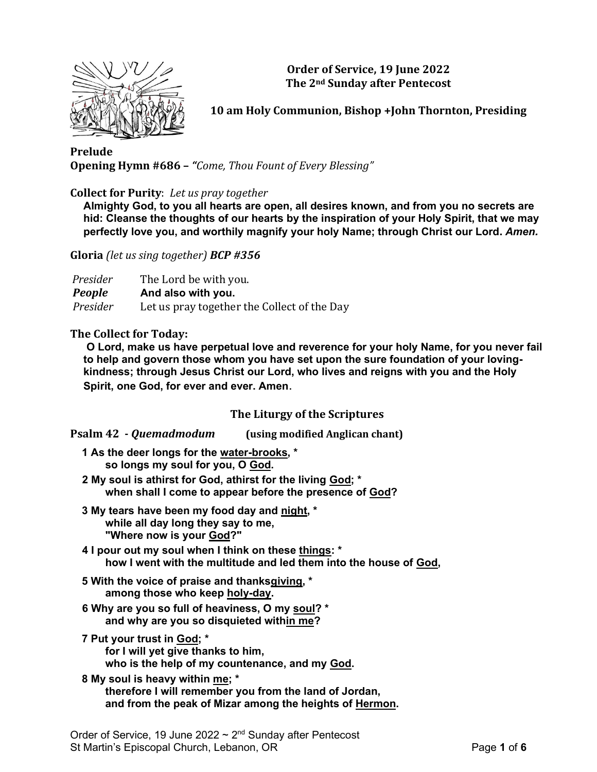**Order of Service, 19 June 2022**
**The 2nd Sunday after Pentecost**

**10 am Holy Communion, Bishop +John Thornton, Presiding**

**Prelude**
**Opening Hymn #686 –** *"Come, Thou Fount of Every Blessing"*

**Collect for Purity**: *Let us pray together*

**Almighty God, to you all hearts are open, all desires known, and from you no secrets are hid: Cleanse the thoughts of our hearts by the inspiration of your Holy Spirit, that we may perfectly love you, and worthily magnify your holy Name; through Christ our Lord.** ***Amen.***

**Gloria** *(let us sing together)* ***BCP #356***

| | |
|---|---|
| *Presider* | The Lord be with you. |
| ***People*** | **And also with you.** |
| *Presider* | Let us pray together the Collect of the Day |

**The Collect for Today:**

**O Lord, make us have perpetual love and reverence for your holy Name, for you never fail to help and govern those whom you have set upon the sure foundation of your loving-kindness; through Jesus Christ our Lord, who lives and reigns with you and the Holy Spirit, one God, for ever and ever. Amen.**

## The Liturgy of the Scriptures

**Psalm 42 -** ***Quemadmodum*** **(using modified Anglican chant)**

**1 As the deer longs for the water-brooks, \***
**so longs my soul for you, O God.**

**2 My soul is athirst for God, athirst for the living God; \***
**when shall I come to appear before the presence of God?**

**3 My tears have been my food day and night, \***
**while all day long they say to me,**
**"Where now is your God?"**

**4 I pour out my soul when I think on these things: \***
**how I went with the multitude and led them into the house of God,**

**5 With the voice of praise and thanksgiving, \***
**among those who keep holy-day.**

**6 Why are you so full of heaviness, O my soul? \***
**and why are you so disquieted within me?**

**7 Put your trust in God; \***
**for I will yet give thanks to him,**
**who is the help of my countenance, and my God.**

**8 My soul is heavy within me; \***
**therefore I will remember you from the land of Jordan,**
**and from the peak of Mizar among the heights of Hermon.**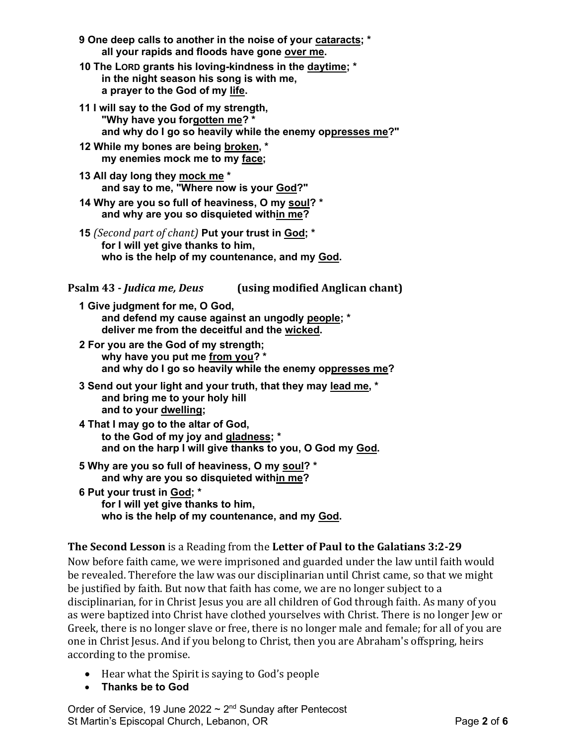**9 One deep calls to another in the noise of your cataracts; \***
**all your rapids and floods have gone over me.**

**10 The LORD grants his loving-kindness in the daytime; \***
**in the night season his song is with me,**
**a prayer to the God of my life.**

**11 I will say to the God of my strength,**
**"Why have you forgotten me? \***
**and why do I go so heavily while the enemy oppresses me?"**

**12 While my bones are being broken, \***
**my enemies mock me to my face;**

**13 All day long they mock me \***
**and say to me, "Where now is your God?"**

**14 Why are you so full of heaviness, O my soul? \***
**and why are you so disquieted within me?**

**15** *(Second part of chant)* **Put your trust in God; \***
**for I will yet give thanks to him,**
**who is the help of my countenance, and my God.**

**Psalm 43 -** ***Judica me, Deus*** **(using modified Anglican chant)**

**1 Give judgment for me, O God,**
**and defend my cause against an ungodly people; \***
**deliver me from the deceitful and the wicked.**

**2 For you are the God of my strength;**
**why have you put me from you? \***
**and why do I go so heavily while the enemy oppresses me?**

**3 Send out your light and your truth, that they may lead me, \***
**and bring me to your holy hill**
**and to your dwelling;**

**4 That I may go to the altar of God,**
**to the God of my joy and gladness; \***
**and on the harp I will give thanks to you, O God my God.**

**5 Why are you so full of heaviness, O my soul? \***
**and why are you so disquieted within me?**

**6 Put your trust in God; \***
**for I will yet give thanks to him,**
**who is the help of my countenance, and my God.**

**The Second Lesson** is a Reading from the **Letter of Paul to the Galatians 3:2-29**

Now before faith came, we were imprisoned and guarded under the law until faith would be revealed. Therefore the law was our disciplinarian until Christ came, so that we might be justified by faith. But now that faith has come, we are no longer subject to a disciplinarian, for in Christ Jesus you are all children of God through faith. As many of you as were baptized into Christ have clothed yourselves with Christ. There is no longer Jew or Greek, there is no longer slave or free, there is no longer male and female; for all of you are one in Christ Jesus. And if you belong to Christ, then you are Abraham's offspring, heirs according to the promise.

- Hear what the Spirit is saying to God's people
- **Thanks be to God**

Order of Service, 19 June 2022 ~ 2nd Sunday after Pentecost
St Martin's Episcopal Church, Lebanon, OR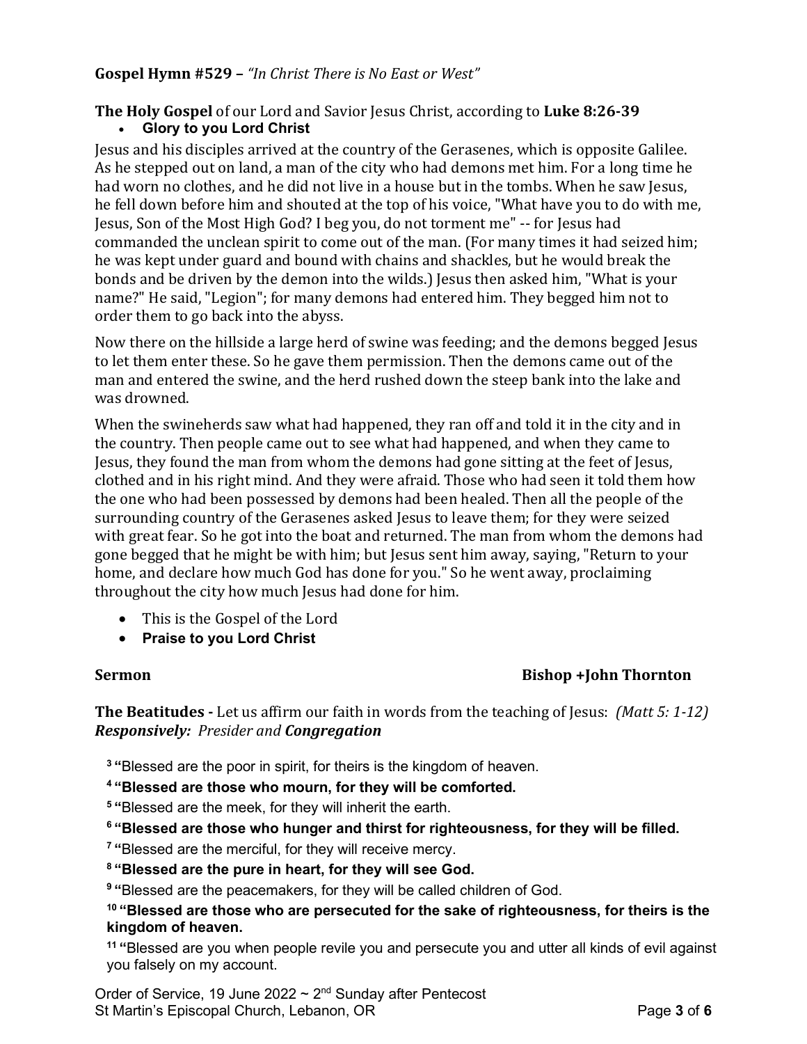**Gospel Hymn #529 –** *"In Christ There is No East or West"*

**The Holy Gospel** of our Lord and Savior Jesus Christ, according to **Luke 8:26-39**

- **Glory to you Lord Christ**

Jesus and his disciples arrived at the country of the Gerasenes, which is opposite Galilee. As he stepped out on land, a man of the city who had demons met him. For a long time he had worn no clothes, and he did not live in a house but in the tombs. When he saw Jesus, he fell down before him and shouted at the top of his voice, "What have you to do with me, Jesus, Son of the Most High God? I beg you, do not torment me" -- for Jesus had commanded the unclean spirit to come out of the man. (For many times it had seized him; he was kept under guard and bound with chains and shackles, but he would break the bonds and be driven by the demon into the wilds.) Jesus then asked him, "What is your name?" He said, "Legion"; for many demons had entered him. They begged him not to order them to go back into the abyss.

Now there on the hillside a large herd of swine was feeding; and the demons begged Jesus to let them enter these. So he gave them permission. Then the demons came out of the man and entered the swine, and the herd rushed down the steep bank into the lake and was drowned.

When the swineherds saw what had happened, they ran off and told it in the city and in the country. Then people came out to see what had happened, and when they came to Jesus, they found the man from whom the demons had gone sitting at the feet of Jesus, clothed and in his right mind. And they were afraid. Those who had seen it told them how the one who had been possessed by demons had been healed. Then all the people of the surrounding country of the Gerasenes asked Jesus to leave them; for they were seized with great fear. So he got into the boat and returned. The man from whom the demons had gone begged that he might be with him; but Jesus sent him away, saying, "Return to your home, and declare how much God has done for you." So he went away, proclaiming throughout the city how much Jesus had done for him.

- This is the Gospel of the Lord
- **Praise to you Lord Christ**

**Sermon** **Bishop +John Thornton**

**The Beatitudes -** Let us affirm our faith in words from the teaching of Jesus: *(Matt 5: 1-12)*
***Responsively:*** *Presider and* ***Congregation***

[3] "Blessed are the poor in spirit, for theirs is the kingdom of heaven.

**[4] "Blessed are those who mourn, for they will be comforted.**

[5] "Blessed are the meek, for they will inherit the earth.

**[6] "Blessed are those who hunger and thirst for righteousness, for they will be filled.**

[7] "Blessed are the merciful, for they will receive mercy.

**[8] "Blessed are the pure in heart, for they will see God.**

[9] "Blessed are the peacemakers, for they will be called children of God.

**[10] "Blessed are those who are persecuted for the sake of righteousness, for theirs is the kingdom of heaven.**

[11] "Blessed are you when people revile you and persecute you and utter all kinds of evil against you falsely on my account.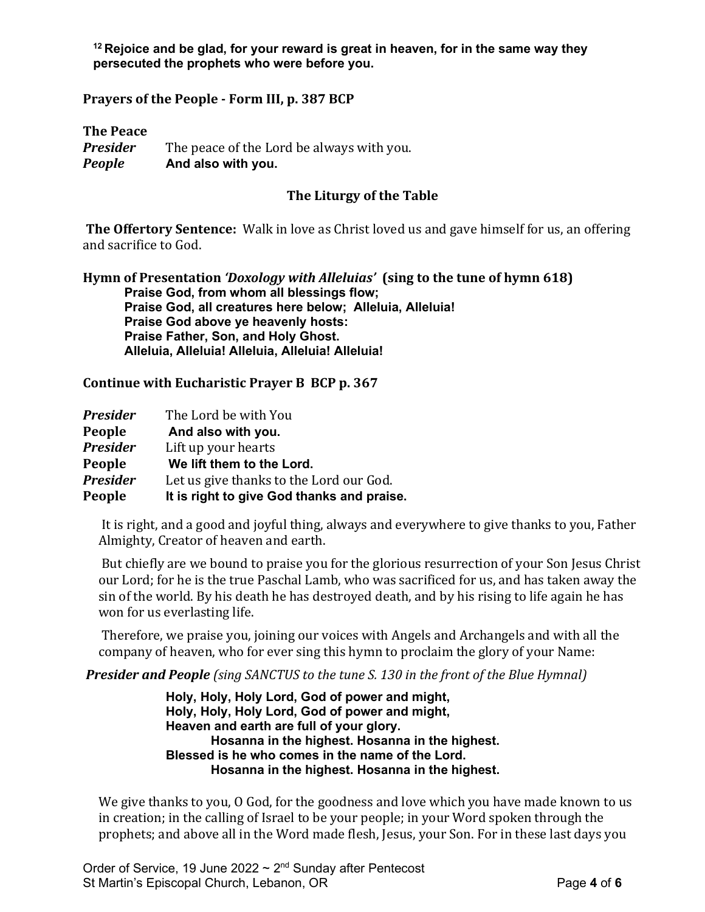**[12] Rejoice and be glad, for your reward is great in heaven, for in the same way they persecuted the prophets who were before you.**

**Prayers of the People - Form III, p. 387 BCP**

**The Peace**

***Presider*** The peace of the Lord be always with you.
***People*** **And also with you.**

## The Liturgy of the Table

**The Offertory Sentence:** Walk in love as Christ loved us and gave himself for us, an offering and sacrifice to God.

**Hymn of Presentation *'Doxology with Alleluias'* (sing to the tune of hymn 618)**

**Praise God, from whom all blessings flow;**
**Praise God, all creatures here below; Alleluia, Alleluia!**
**Praise God above ye heavenly hosts:**
**Praise Father, Son, and Holy Ghost.**
**Alleluia, Alleluia! Alleluia, Alleluia! Alleluia!**

**Continue with Eucharistic Prayer B BCP p. 367**

***Presider*** The Lord be with You
**People** **And also with you.**
***Presider*** Lift up your hearts
**People** **We lift them to the Lord.**
***Presider*** Let us give thanks to the Lord our God.
**People** **It is right to give God thanks and praise.**

It is right, and a good and joyful thing, always and everywhere to give thanks to you, Father Almighty, Creator of heaven and earth.

But chiefly are we bound to praise you for the glorious resurrection of your Son Jesus Christ our Lord; for he is the true Paschal Lamb, who was sacrificed for us, and has taken away the sin of the world. By his death he has destroyed death, and by his rising to life again he has won for us everlasting life.

Therefore, we praise you, joining our voices with Angels and Archangels and with all the company of heaven, who for ever sing this hymn to proclaim the glory of your Name:

***Presider and People*** *(sing SANCTUS to the tune S. 130 in the front of the Blue Hymnal)*

**Holy, Holy, Holy Lord, God of power and might,**
**Holy, Holy, Holy Lord, God of power and might,**
**Heaven and earth are full of your glory.**
**Hosanna in the highest. Hosanna in the highest.**
**Blessed is he who comes in the name of the Lord.**
**Hosanna in the highest. Hosanna in the highest.**

We give thanks to you, O God, for the goodness and love which you have made known to us in creation; in the calling of Israel to be your people; in your Word spoken through the prophets; and above all in the Word made flesh, Jesus, your Son. For in these last days you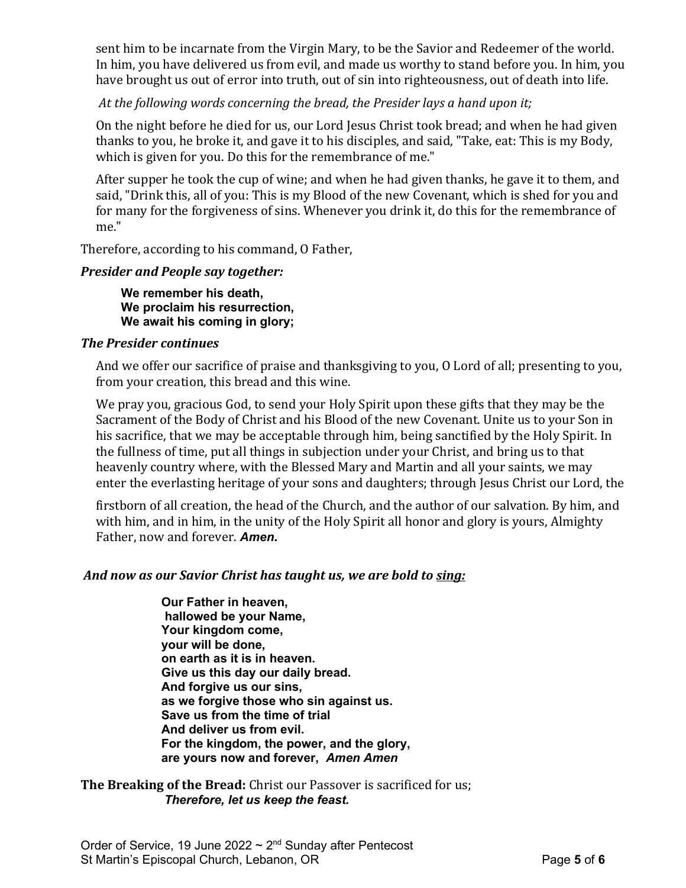sent him to be incarnate from the Virgin Mary, to be the Savior and Redeemer of the world. In him, you have delivered us from evil, and made us worthy to stand before you. In him, you have brought us out of error into truth, out of sin into righteousness, out of death into life.

*At the following words concerning the bread, the Presider lays a hand upon it;*

On the night before he died for us, our Lord Jesus Christ took bread; and when he had given thanks to you, he broke it, and gave it to his disciples, and said, "Take, eat: This is my Body, which is given for you. Do this for the remembrance of me."

After supper he took the cup of wine; and when he had given thanks, he gave it to them, and said, "Drink this, all of you: This is my Blood of the new Covenant, which is shed for you and for many for the forgiveness of sins. Whenever you drink it, do this for the remembrance of me."

Therefore, according to his command, O Father,

***Presider and People say together:***

**We remember his death,**
**We proclaim his resurrection,**
**We await his coming in glory;**

***The Presider continues***

And we offer our sacrifice of praise and thanksgiving to you, O Lord of all; presenting to you, from your creation, this bread and this wine.

We pray you, gracious God, to send your Holy Spirit upon these gifts that they may be the Sacrament of the Body of Christ and his Blood of the new Covenant. Unite us to your Son in his sacrifice, that we may be acceptable through him, being sanctified by the Holy Spirit. In the fullness of time, put all things in subjection under your Christ, and bring us to that heavenly country where, with the Blessed Mary and Martin and all your saints, we may enter the everlasting heritage of your sons and daughters; through Jesus Christ our Lord, the firstborn of all creation, the head of the Church, and the author of our salvation. By him, and with him, and in him, in the unity of the Holy Spirit all honor and glory is yours, Almighty Father, now and forever. ***Amen.***

***And now as our Savior Christ has taught us, we are bold to <u>sing:</u>***

**Our Father in heaven,**
**hallowed be your Name,**
**Your kingdom come,**
**your will be done,**
**on earth as it is in heaven.**
**Give us this day our daily bread.**
**And forgive us our sins,**
**as we forgive those who sin against us.**
**Save us from the time of trial**
**And deliver us from evil.**
**For the kingdom, the power, and the glory,**
**are yours now and forever,** ***Amen Amen***

**The Breaking of the Bread:** Christ our Passover is sacrificed for us;
***Therefore, let us keep the feast.***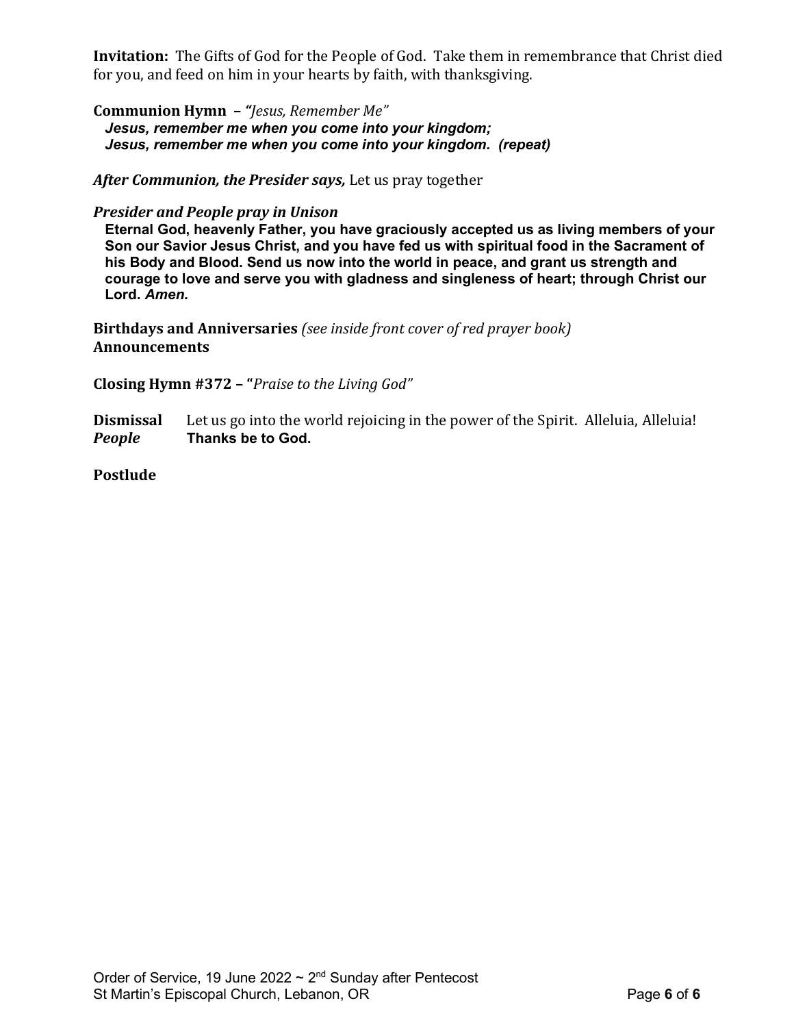**Invitation:** The Gifts of God for the People of God. Take them in remembrance that Christ died for you, and feed on him in your hearts by faith, with thanksgiving.

**Communion Hymn** – *"Jesus, Remember Me"*
***Jesus, remember me when you come into your kingdom;***
***Jesus, remember me when you come into your kingdom. (repeat)***

***After Communion, the Presider says,*** Let us pray together

***Presider and People pray in Unison***
**Eternal God, heavenly Father, you have graciously accepted us as living members of your Son our Savior Jesus Christ, and you have fed us with spiritual food in the Sacrament of his Body and Blood. Send us now into the world in peace, and grant us strength and courage to love and serve you with gladness and singleness of heart; through Christ our Lord.** ***Amen.***

**Birthdays and Anniversaries** *(see inside front cover of red prayer book)*
**Announcements**

**Closing Hymn #372 – "***Praise to the Living God"*

**Dismissal** Let us go into the world rejoicing in the power of the Spirit. Alleluia, Alleluia!
***People*** **Thanks be to God.**

**Postlude**